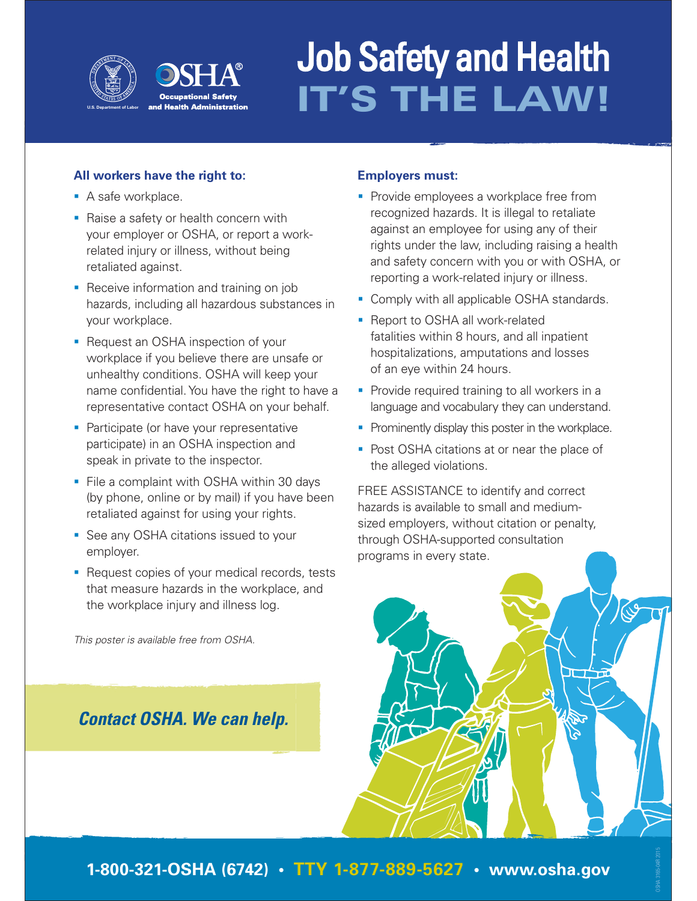U.S. Department of Labor

OSHA®
Occupational Safety and Health Administration

# Job Safety and Health IT'S THE LAW!

**All workers have the right to:**

- A safe workplace.
- Raise a safety or health concern with your employer or OSHA, or report a work-related injury or illness, without being retaliated against.
- Receive information and training on job hazards, including all hazardous substances in your workplace.
- Request an OSHA inspection of your workplace if you believe there are unsafe or unhealthy conditions. OSHA will keep your name confidential. You have the right to have a representative contact OSHA on your behalf.
- Participate (or have your representative participate) in an OSHA inspection and speak in private to the inspector.
- File a complaint with OSHA within 30 days (by phone, online or by mail) if you have been retaliated against for using your rights.
- See any OSHA citations issued to your employer.
- Request copies of your medical records, tests that measure hazards in the workplace, and the workplace injury and illness log.

*This poster is available free from OSHA.*

***Contact OSHA. We can help.***

**Employers must:**

- Provide employees a workplace free from recognized hazards. It is illegal to retaliate against an employee for using any of their rights under the law, including raising a health and safety concern with you or with OSHA, or reporting a work-related injury or illness.
- Comply with all applicable OSHA standards.
- Report to OSHA all work-related fatalities within 8 hours, and all inpatient hospitalizations, amputations and losses of an eye within 24 hours.
- Provide required training to all workers in a language and vocabulary they can understand.
- Prominently display this poster in the workplace.
- Post OSHA citations at or near the place of the alleged violations.

FREE ASSISTANCE to identify and correct hazards is available to small and medium-sized employers, without citation or penalty, through OSHA-supported consultation programs in every state.

**1-800-321-OSHA (6742) • TTY 1-877-889-5627 • www.osha.gov**

OSHA 3165-04R 2015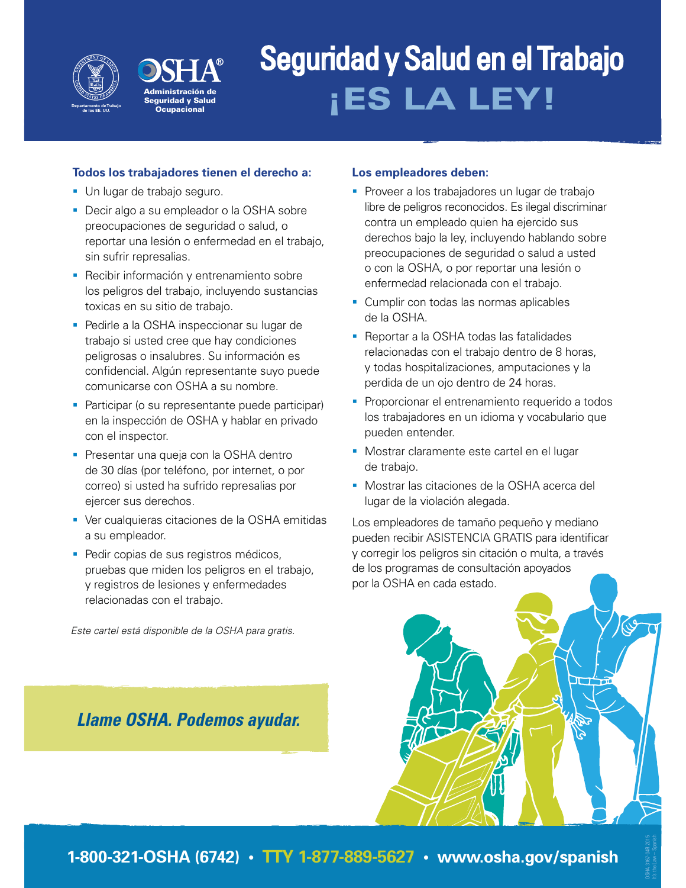Departamento de Trabajo de los EE. UU.

**OSHA®**
**Administración de Seguridad y Salud Ocupacional**

# Seguridad y Salud en el Trabajo ¡ES LA LEY!

### Todos los trabajadores tienen el derecho a:

- Un lugar de trabajo seguro.
- Decir algo a su empleador o la OSHA sobre preocupaciones de seguridad o salud, o reportar una lesión o enfermedad en el trabajo, sin sufrir represalias.
- Recibir información y entrenamiento sobre los peligros del trabajo, incluyendo sustancias toxicas en su sitio de trabajo.
- Pedirle a la OSHA inspeccionar su lugar de trabajo si usted cree que hay condiciones peligrosas o insalubres. Su información es confidencial. Algún representante suyo puede comunicarse con OSHA a su nombre.
- Participar (o su representante puede participar) en la inspección de OSHA y hablar en privado con el inspector.
- Presentar una queja con la OSHA dentro de 30 días (por teléfono, por internet, o por correo) si usted ha sufrido represalias por ejercer sus derechos.
- Ver cualquieras citaciones de la OSHA emitidas a su empleador.
- Pedir copias de sus registros médicos, pruebas que miden los peligros en el trabajo, y registros de lesiones y enfermedades relacionadas con el trabajo.

*Este cartel está disponible de la OSHA para gratis.*

### Los empleadores deben:

- Proveer a los trabajadores un lugar de trabajo libre de peligros reconocidos. Es ilegal discriminar contra un empleado quien ha ejercido sus derechos bajo la ley, incluyendo hablando sobre preocupaciones de seguridad o salud a usted o con la OSHA, o por reportar una lesión o enfermedad relacionada con el trabajo.
- Cumplir con todas las normas aplicables de la OSHA.
- Reportar a la OSHA todas las fatalidades relacionadas con el trabajo dentro de 8 horas, y todas hospitalizaciones, amputaciones y la perdida de un ojo dentro de 24 horas.
- Proporcionar el entrenamiento requerido a todos los trabajadores en un idioma y vocabulario que pueden entender.
- Mostrar claramente este cartel en el lugar de trabajo.
- Mostrar las citaciones de la OSHA acerca del lugar de la violación alegada.

Los empleadores de tamaño pequeño y mediano pueden recibir ASISTENCIA GRATIS para identificar y corregir los peligros sin citación o multa, a través de los programas de consultación apoyados por la OSHA en cada estado.

***Llame OSHA. Podemos ayudar.***

**1-800-321-OSHA (6742) • TTY 1-877-889-5627 • www.osha.gov/spanish**

OSHA 3167-04R 2015
It's the Law – Spanish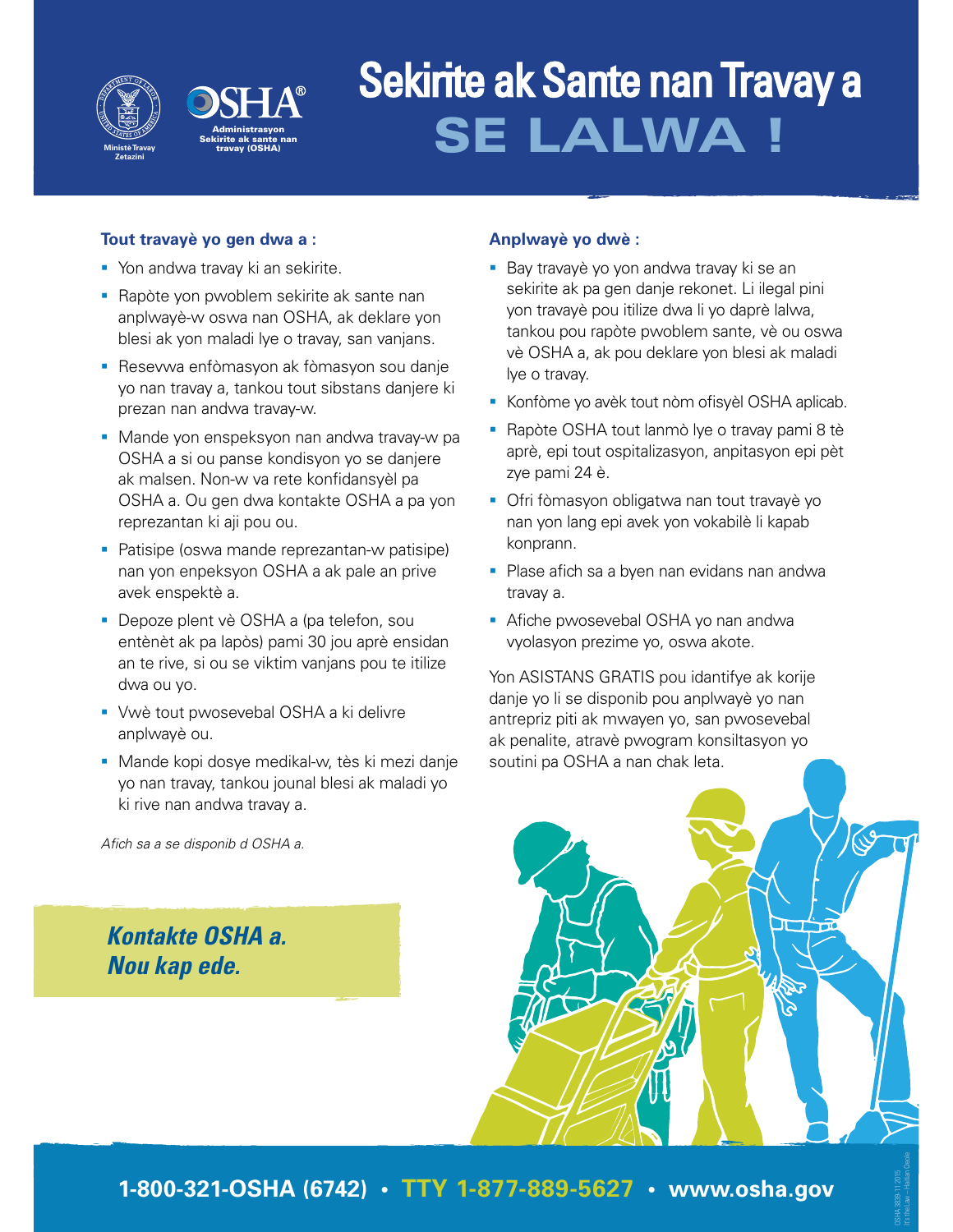Ministè Travay Zetazini

OSHA®

Administrasyon Sekirite ak sante nan travay (OSHA)

# Sekirite ak Sante nan Travay a SE LALWA !

## Tout travayè yo gen dwa a :

- Yon andwa travay ki an sekirite.
- Rapòte yon pwoblem sekirite ak sante nan anplwayè-w oswa nan OSHA, ak deklare yon blesi ak yon maladi lye o travay, san vanjans.
- Resevwa enfòmasyon ak fòmasyon sou danje yo nan travay a, tankou tout sibstans danjere ki prezan nan andwa travay-w.
- Mande yon enspeksyon nan andwa travay-w pa OSHA a si ou panse kondisyon yo se danjere ak malsen. Non-w va rete konfidansyèl pa OSHA a. Ou gen dwa kontakte OSHA a pa yon reprezantan ki aji pou ou.
- Patisipe (oswa mande reprezantan-w patisipe) nan yon enpeksyon OSHA a ak pale an prive avek enspektè a.
- Depoze plent vè OSHA a (pa telefon, sou entènèt ak pa lapòs) pami 30 jou aprè ensidan an te rive, si ou se viktim vanjans pou te itilize dwa ou yo.
- Vwè tout pwosevebal OSHA a ki delivre anplwayè ou.
- Mande kopi dosye medikal-w, tès ki mezi danje yo nan travay, tankou jounal blesi ak maladi yo ki rive nan andwa travay a.

*Afich sa a se disponib d OSHA a.*

## Anplwayè yo dwè :

- Bay travayè yo yon andwa travay ki se an sekirite ak pa gen danje rekonet. Li ilegal pini yon travayè pou itilize dwa li yo daprè lalwa, tankou pou rapòte pwoblem sante, vè ou oswa vè OSHA a, ak pou deklare yon blesi ak maladi lye o travay.
- Konfòme yo avèk tout nòm ofisyèl OSHA aplicab.
- Rapòte OSHA tout lanmò lye o travay pami 8 tè aprè, epi tout ospitalizasyon, anpitasyon epi pèt zye pami 24 è.
- Ofri fòmasyon obligatwa nan tout travayè yo nan yon lang epi avek yon vokabilè li kapab konprann.
- Plase afich sa a byen nan evidans nan andwa travay a.
- Afiche pwosevebal OSHA yo nan andwa vyolasyon prezime yo, oswa akote.

Yon ASISTANS GRATIS pou idantifye ak korije danje yo li se disponib pou anplwayè yo nan antrepriz piti ak mwayen yo, san pwosevebal ak penalite, atravè pwogram konsiltasyon yo soutini pa OSHA a nan chak leta.

***Kontakte OSHA a. Nou kap ede.***

**1-800-321-OSHA (6742) • TTY 1-877-889-5627 • www.osha.gov**

OSHA 3839-11 2015
It's the Law – Haitian Creole